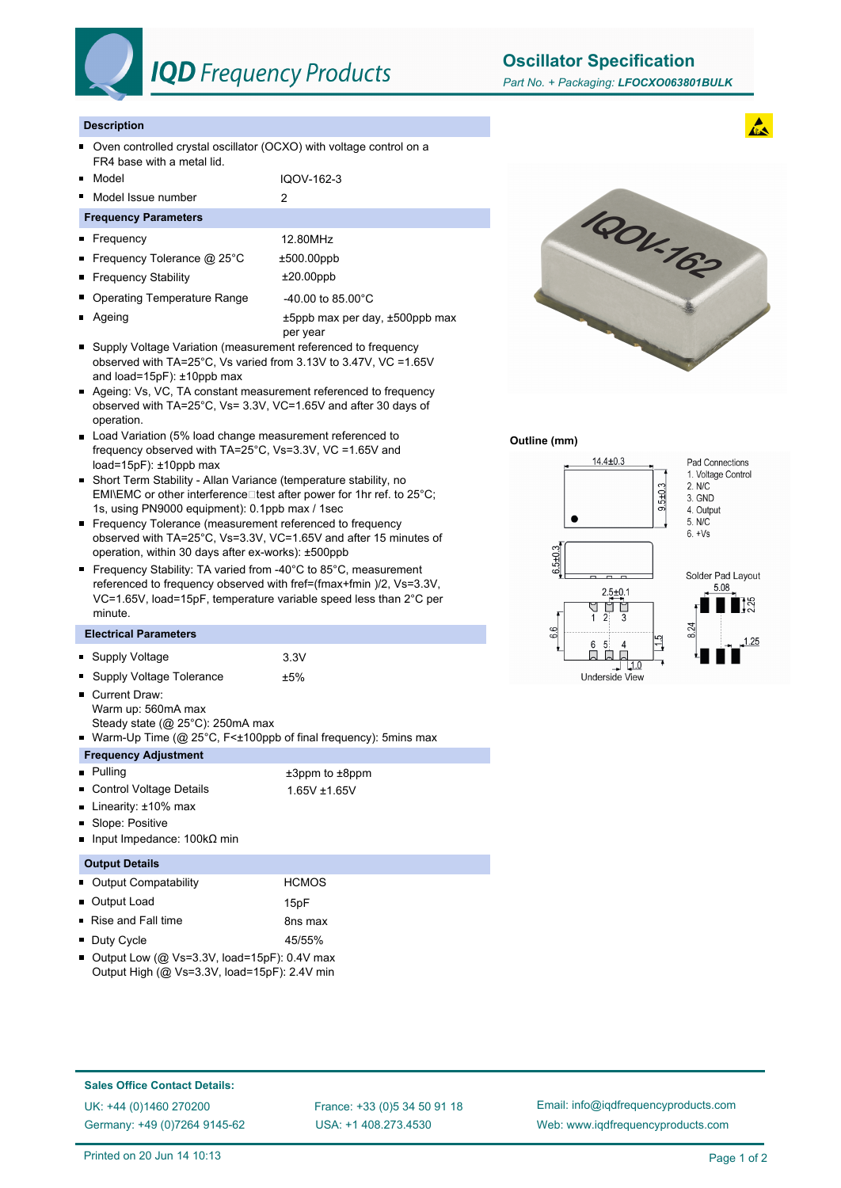# IQD Frequency Products

## Oscillator Specification

*Part No. + Packaging:* ***LFOCXO063801BULK***

### Description

- Oven controlled crystal oscillator (OCXO) with voltage control on a FR4 base with a metal lid.
- Model: IQOV-162-3
- Model Issue number: 2

### Frequency Parameters

- Frequency: 12.80MHz
- Frequency Tolerance @ 25°C: ±500.00ppb
- Frequency Stability: ±20.00ppb
- Operating Temperature Range: -40.00 to 85.00°C
- Ageing: ±5ppb max per day, ±500ppb max per year
- Supply Voltage Variation (measurement referenced to frequency observed with TA=25°C, Vs varied from 3.13V to 3.47V, VC =1.65V and load=15pF): ±10ppb max
- Ageing: Vs, VC, TA constant measurement referenced to frequency observed with TA=25°C, Vs= 3.3V, VC=1.65V and after 30 days of operation.
- Load Variation (5% load change measurement referenced to frequency observed with TA=25°C, Vs=3.3V, VC =1.65V and load=15pF): ±10ppb max
- Short Term Stability - Allan Variance (temperature stability, no EMI\EMC or other interference test after power for 1hr ref. to 25°C; 1s, using PN9000 equipment): 0.1ppb max / 1sec
- Frequency Tolerance (measurement referenced to frequency observed with TA=25°C, Vs=3.3V, VC=1.65V and after 15 minutes of operation, within 30 days after ex-works): ±500ppb
- Frequency Stability: TA varied from -40°C to 85°C, measurement referenced to frequency observed with fref=(fmax+fmin )/2, Vs=3.3V, VC=1.65V, load=15pF, temperature variable speed less than 2°C per minute.

### Electrical Parameters

- Supply Voltage: 3.3V
- Supply Voltage Tolerance: ±5%
- Current Draw:
  Warm up: 560mA max
  Steady state (@ 25°C): 250mA max
- Warm-Up Time (@ 25°C, F<±100ppb of final frequency): 5mins max

### Frequency Adjustment

- Pulling: ±3ppm to ±8ppm
- Control Voltage Details: 1.65V ±1.65V
- Linearity: ±10% max
- Slope: Positive
- Input Impedance: 100kΩ min

### Output Details

- Output Compatability: HCMOS
- Output Load: 15pF
- Rise and Fall time: 8ns max
- Duty Cycle: 45/55%
- Output Low (@ Vs=3.3V, load=15pF): 0.4V max
  Output High (@ Vs=3.3V, load=15pF): 2.4V min

### Outline (mm)

14.4±0.3, 9.5±0.3, 6.5±0.3, 2.5±0.1, 6.6, 1.5, 1.0 — Underside View

Pad Connections
1. Voltage Control
2. N/C
3. GND
4. Output
5. N/C
6. +Vs

Solder Pad Layout: 5.08, 2.25, 8.24, 1.25

### Sales Office Contact Details:

UK: +44 (0)1460 270200
Germany: +49 (0)7264 9145-62
France: +33 (0)5 34 50 91 18
USA: +1 408.273.4530
Email: info@iqdfrequencyproducts.com
Web: www.iqdfrequencyproducts.com

Printed on 20 Jun 14 10:13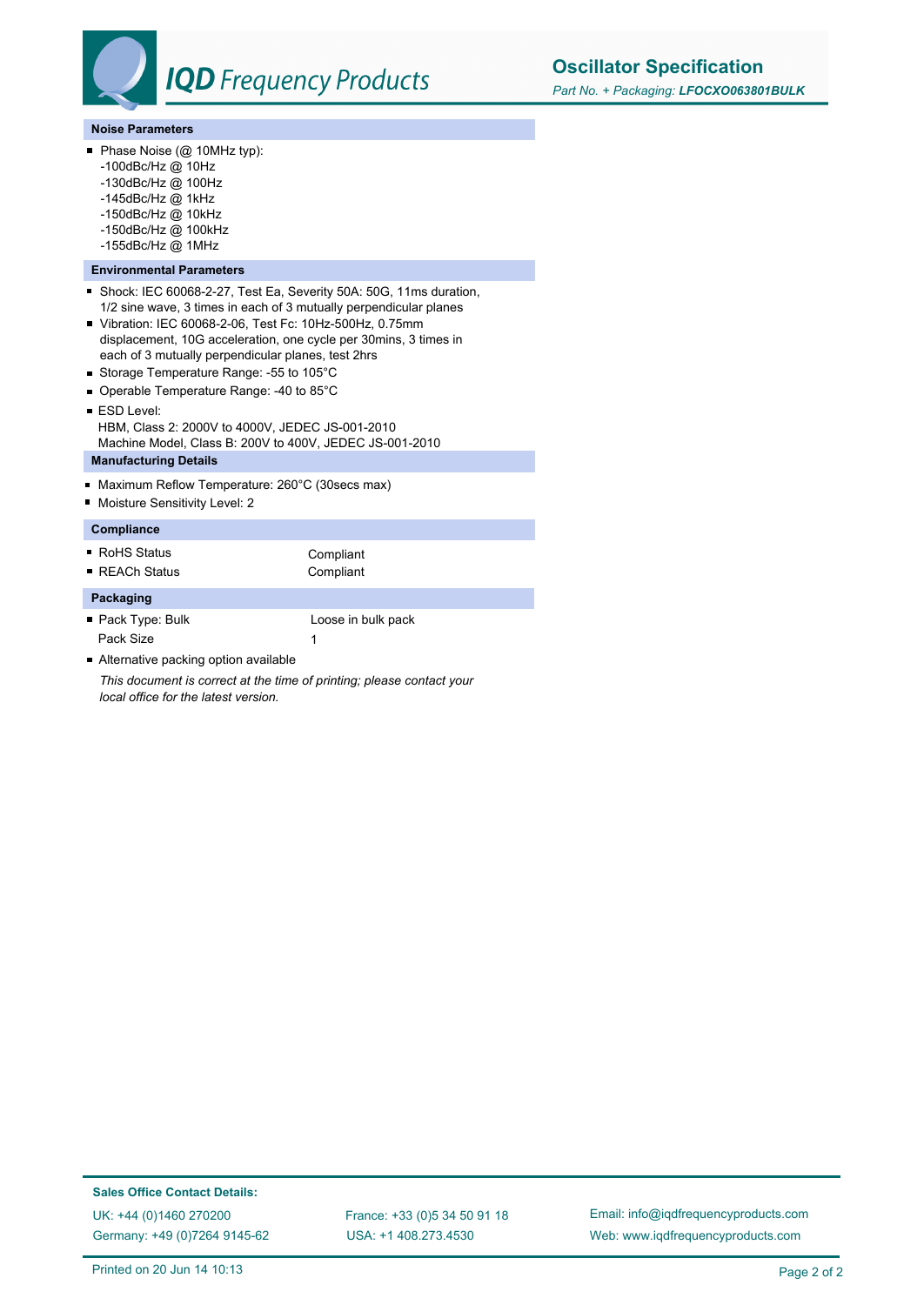## Noise Parameters

- Phase Noise (@ 10MHz typ):
  -100dBc/Hz @ 10Hz
  -130dBc/Hz @ 100Hz
  -145dBc/Hz @ 1kHz
  -150dBc/Hz @ 10kHz
  -150dBc/Hz @ 100kHz
  -155dBc/Hz @ 1MHz

## Environmental Parameters

- Shock: IEC 60068-2-27, Test Ea, Severity 50A: 50G, 11ms duration, 1/2 sine wave, 3 times in each of 3 mutually perpendicular planes
- Vibration: IEC 60068-2-06, Test Fc: 10Hz-500Hz, 0.75mm displacement, 10G acceleration, one cycle per 30mins, 3 times in each of 3 mutually perpendicular planes, test 2hrs
- Storage Temperature Range: -55 to 105°C
- Operable Temperature Range: -40 to 85°C
- ESD Level:
  HBM, Class 2: 2000V to 4000V, JEDEC JS-001-2010
  Machine Model, Class B: 200V to 400V, JEDEC JS-001-2010

## Manufacturing Details

- Maximum Reflow Temperature: 260°C (30secs max)
- Moisture Sensitivity Level: 2

## Compliance

| | |
|---|---|
| RoHS Status | Compliant |
| REACh Status | Compliant |

## Packaging

| | |
|---|---|
| Pack Type: Bulk | Loose in bulk pack |
| Pack Size | 1 |

- Alternative packing option available

*This document is correct at the time of printing; please contact your local office for the latest version.*

**Sales Office Contact Details:**

UK: +44 (0)1460 270200
Germany: +49 (0)7264 9145-62
France: +33 (0)5 34 50 91 18
USA: +1 408.273.4530
Email: info@iqdfrequencyproducts.com
Web: www.iqdfrequencyproducts.com

Printed on 20 Jun 14 10:13